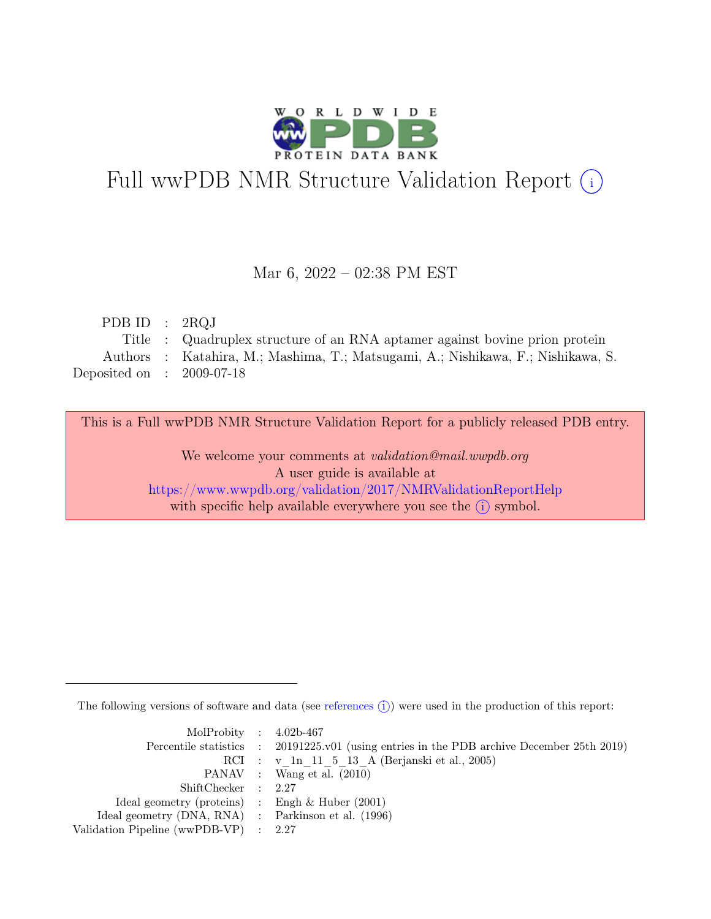# Full wwPDB NMR Structure Validation Report (i)

Mar 6, 2022 – 02:38 PM EST

| | | |
|---|---|---|
| PDB ID | : | 2RQJ |
| Title | : | Quadruplex structure of an RNA aptamer against bovine prion protein |
| Authors | : | Katahira, M.; Mashima, T.; Matsugami, A.; Nishikawa, F.; Nishikawa, S. |
| Deposited on | : | 2009-07-18 |

This is a Full wwPDB NMR Structure Validation Report for a publicly released PDB entry.

We welcome your comments at *validation@mail.wwpdb.org*
A user guide is available at
https://www.wwpdb.org/validation/2017/NMRValidationReportHelp
with specific help available everywhere you see the (i) symbol.

The following versions of software and data (see references (i)) were used in the production of this report:

| | | |
|---|---|---|
| MolProbity | : | 4.02b-467 |
| Percentile statistics | : | 20191225.v01 (using entries in the PDB archive December 25th 2019) |
| RCI | : | v_1n_11_5_13_A (Berjanski et al., 2005) |
| PANAV | : | Wang et al. (2010) |
| ShiftChecker | : | 2.27 |
| Ideal geometry (proteins) | : | Engh & Huber (2001) |
| Ideal geometry (DNA, RNA) | : | Parkinson et al. (1996) |
| Validation Pipeline (wwPDB-VP) | : | 2.27 |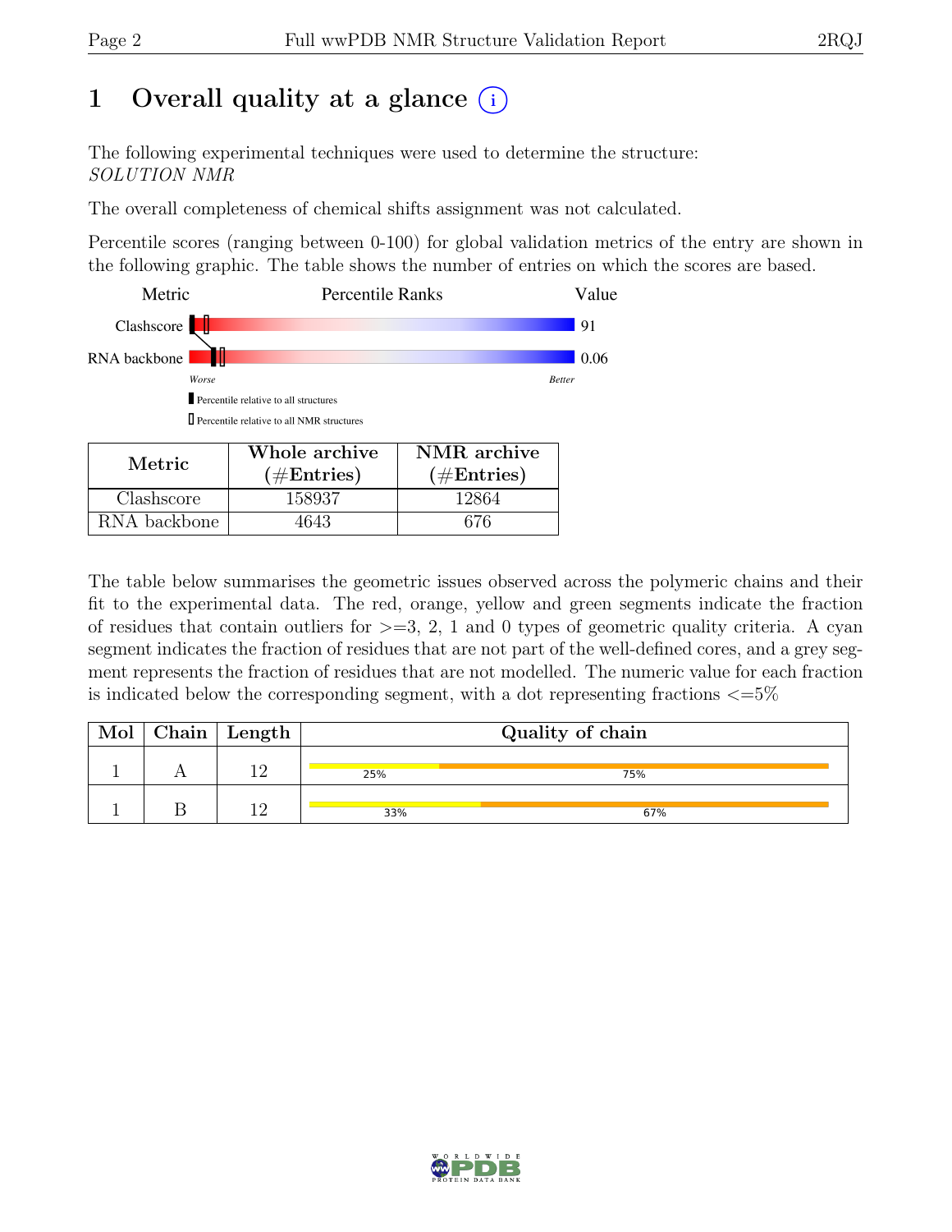# 1 Overall quality at a glance (i)

The following experimental techniques were used to determine the structure:
*SOLUTION NMR*

The overall completeness of chemical shifts assignment was not calculated.

Percentile scores (ranging between 0-100) for global validation metrics of the entry are shown in the following graphic. The table shows the number of entries on which the scores are based.

| Metric | Percentile Ranks | Value |
|---|---|---|
| Clashscore | | 91 |
| RNA backbone | | 0.06 |

Worse — Better

▮ Percentile relative to all structures

▯ Percentile relative to all NMR structures

| Metric | Whole archive (#Entries) | NMR archive (#Entries) |
|---|---|---|
| Clashscore | 158937 | 12864 |
| RNA backbone | 4643 | 676 |

The table below summarises the geometric issues observed across the polymeric chains and their fit to the experimental data. The red, orange, yellow and green segments indicate the fraction of residues that contain outliers for >=3, 2, 1 and 0 types of geometric quality criteria. A cyan segment indicates the fraction of residues that are not part of the well-defined cores, and a grey segment represents the fraction of residues that are not modelled. The numeric value for each fraction is indicated below the corresponding segment, with a dot representing fractions <=5%

| Mol | Chain | Length | Quality of chain |
|---|---|---|---|
| 1 | A | 12 | 25% 75% |
| 1 | B | 12 | 33% 67% |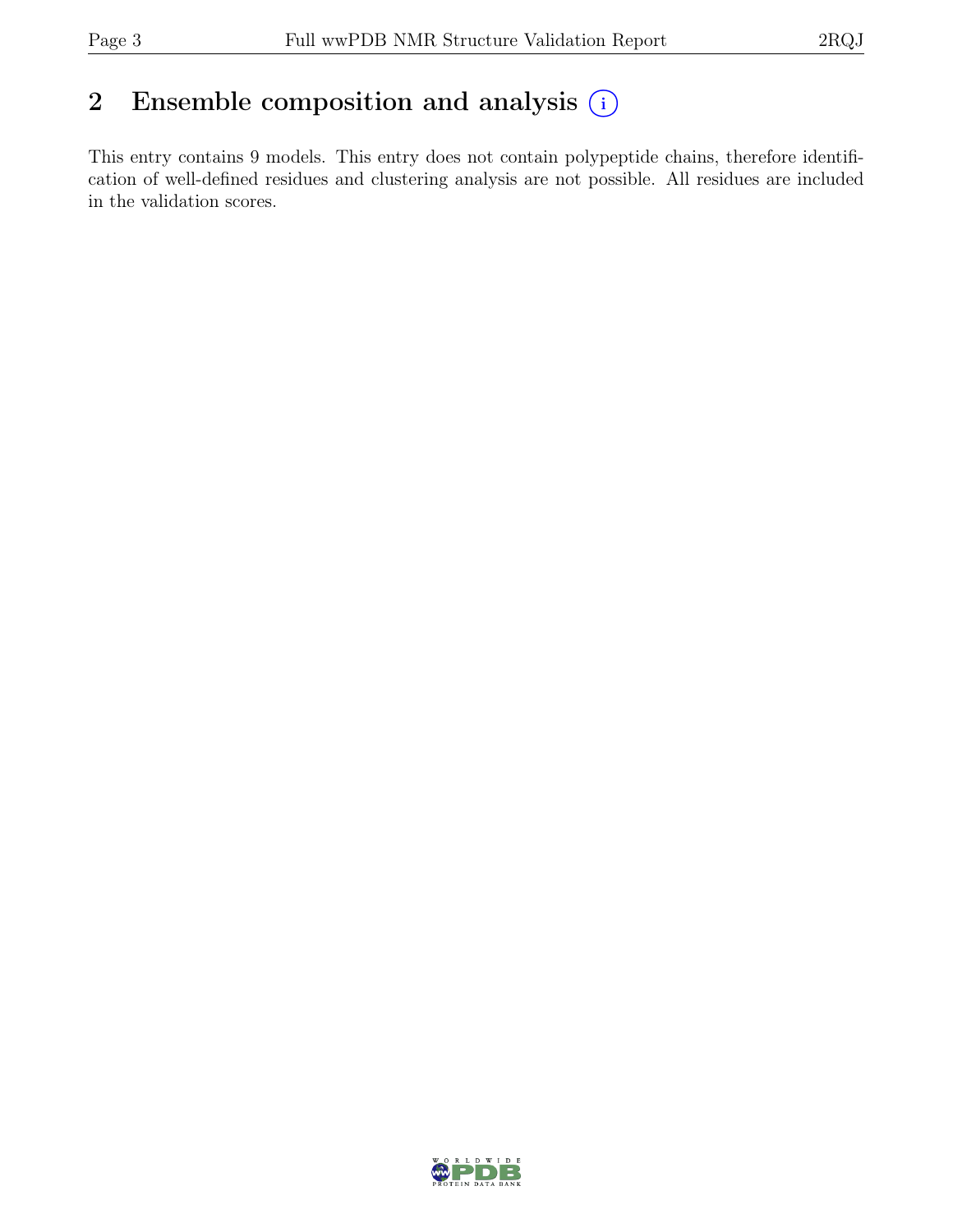# 2 Ensemble composition and analysis

This entry contains 9 models. This entry does not contain polypeptide chains, therefore identification of well-defined residues and clustering analysis are not possible. All residues are included in the validation scores.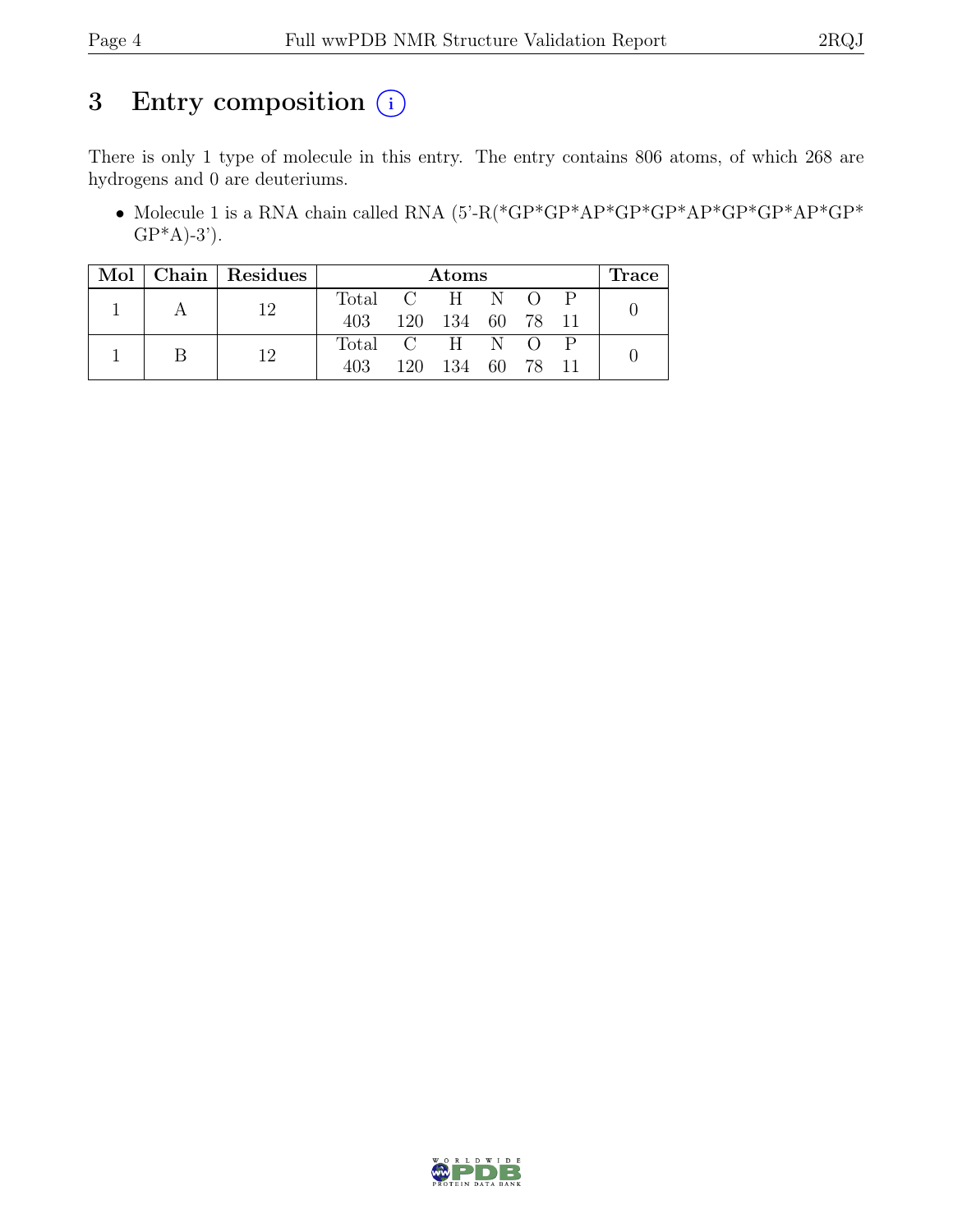# 3 Entry composition (i)

There is only 1 type of molecule in this entry. The entry contains 806 atoms, of which 268 are hydrogens and 0 are deuteriums.

- Molecule 1 is a RNA chain called RNA (5'-R(*GP*GP*AP*GP*GP*AP*GP*GP*AP*GP*GP*A)-3').

| Mol | Chain | Residues | Atoms | | | | | | Trace |
|---|---|---|---|---|---|---|---|---|---|
| 1 | A | 12 | Total | C | H | N | O | P | 0 |
| | | | 403 | 120 | 134 | 60 | 78 | 11 | |
| 1 | B | 12 | Total | C | H | N | O | P | 0 |
| | | | 403 | 120 | 134 | 60 | 78 | 11 | |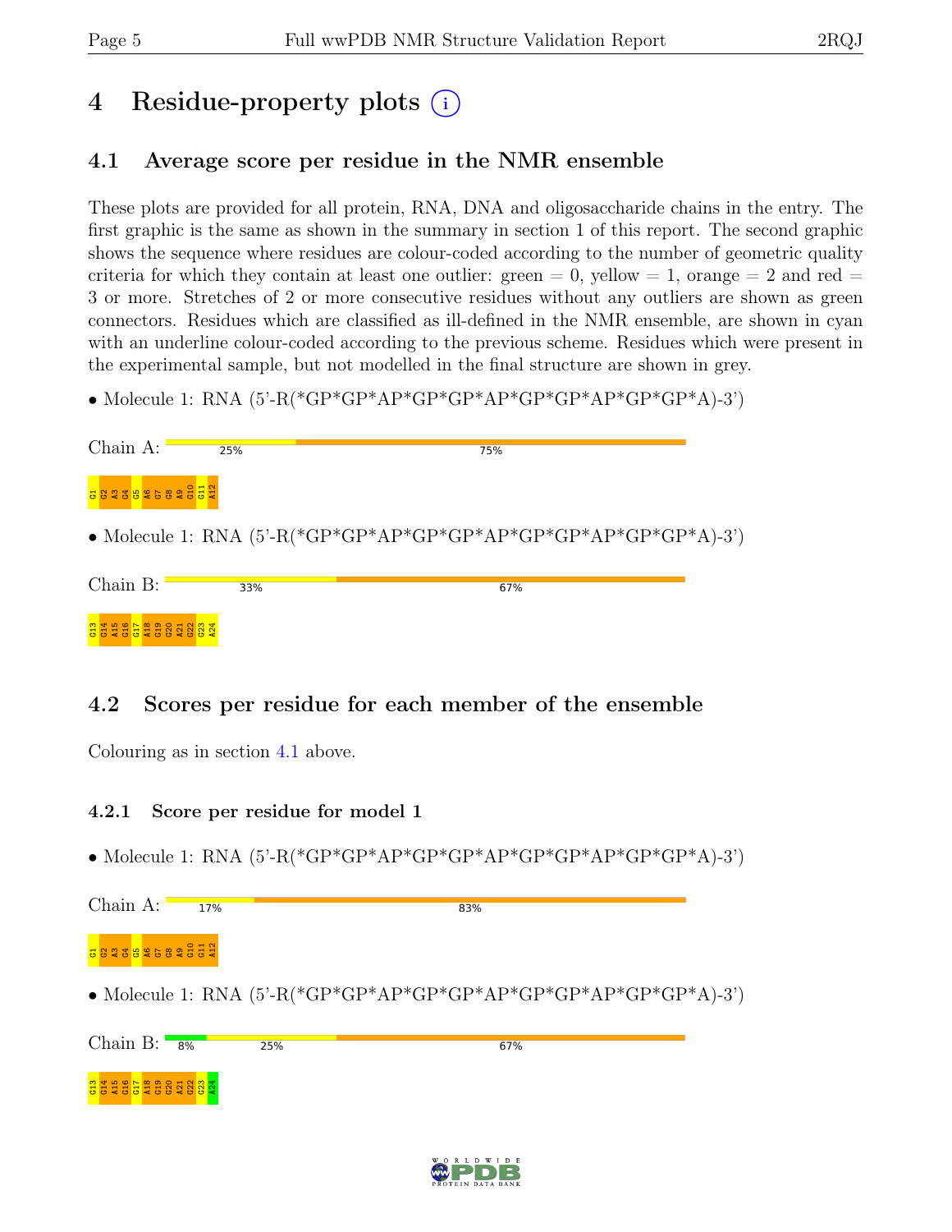# 4 Residue-property plots

## 4.1 Average score per residue in the NMR ensemble

These plots are provided for all protein, RNA, DNA and oligosaccharide chains in the entry. The first graphic is the same as shown in the summary in section 1 of this report. The second graphic shows the sequence where residues are colour-coded according to the number of geometric quality criteria for which they contain at least one outlier: green = 0, yellow = 1, orange = 2 and red = 3 or more. Stretches of 2 or more consecutive residues without any outliers are shown as green connectors. Residues which are classified as ill-defined in the NMR ensemble, are shown in cyan with an underline colour-coded according to the previous scheme. Residues which were present in the experimental sample, but not modelled in the final structure are shown in grey.

- Molecule 1: RNA (5'-R(*GP*GP*AP*GP*GP*AP*GP*GP*AP*GP*GP*A)-3')

Chain A: 25% 75%

G1 G2 A3 G4 G5 A6 G7 G8 A9 G10 G11 A12

- Molecule 1: RNA (5'-R(*GP*GP*AP*GP*GP*AP*GP*GP*AP*GP*GP*A)-3')

Chain B: 33% 67%

G13 G14 A15 G16 G17 A18 G19 G20 A21 G22 G23 A24

## 4.2 Scores per residue for each member of the ensemble

Colouring as in section 4.1 above.

### 4.2.1 Score per residue for model 1

- Molecule 1: RNA (5'-R(*GP*GP*AP*GP*GP*AP*GP*GP*AP*GP*GP*A)-3')

Chain A: 17% 83%

G1 G2 A3 G4 G5 A6 G7 G8 A9 G10 G11 A12

- Molecule 1: RNA (5'-R(*GP*GP*AP*GP*GP*AP*GP*GP*AP*GP*GP*A)-3')

Chain B: 8% 25% 67%

G13 G14 A15 G16 G17 A18 G19 G20 A21 G22 G23 A24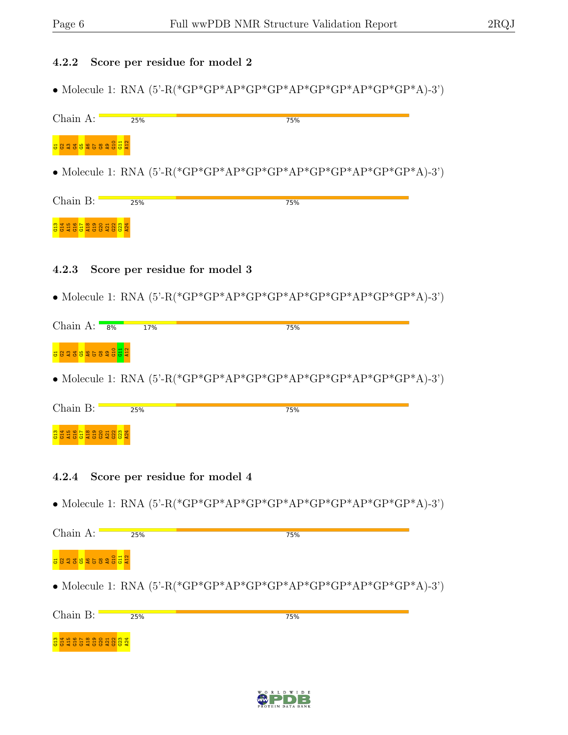### 4.2.2 Score per residue for model 2

- Molecule 1: RNA (5'-R(*GP*GP*AP*GP*GP*AP*GP*GP*AP*GP*GP*A)-3')

Chain A: 25% 75%

G1 G2 A3 G4 G5 A6 G7 G8 A9 G10 G11 A12

- Molecule 1: RNA (5'-R(*GP*GP*AP*GP*GP*AP*GP*GP*AP*GP*GP*A)-3')

Chain B: 25% 75%

G13 G14 A15 G16 G17 A18 G19 G20 A21 G22 G23 A24

### 4.2.3 Score per residue for model 3

- Molecule 1: RNA (5'-R(*GP*GP*AP*GP*GP*AP*GP*GP*AP*GP*GP*A)-3')

Chain A: 8% 17% 75%

G1 G2 A3 G4 G5 A6 G7 G8 A9 G10 G11 A12

- Molecule 1: RNA (5'-R(*GP*GP*AP*GP*GP*AP*GP*GP*AP*GP*GP*A)-3')

Chain B: 25% 75%

G13 G14 A15 G16 G17 A18 G19 G20 A21 G22 G23 A24

### 4.2.4 Score per residue for model 4

- Molecule 1: RNA (5'-R(*GP*GP*AP*GP*GP*AP*GP*GP*AP*GP*GP*A)-3')

Chain A: 25% 75%

G1 G2 A3 G4 G5 A6 G7 G8 A9 G10 G11 A12

- Molecule 1: RNA (5'-R(*GP*GP*AP*GP*GP*AP*GP*GP*AP*GP*GP*A)-3')

Chain B: 25% 75%

G13 G14 A15 G16 G17 A18 G19 G20 A21 G22 G23 A24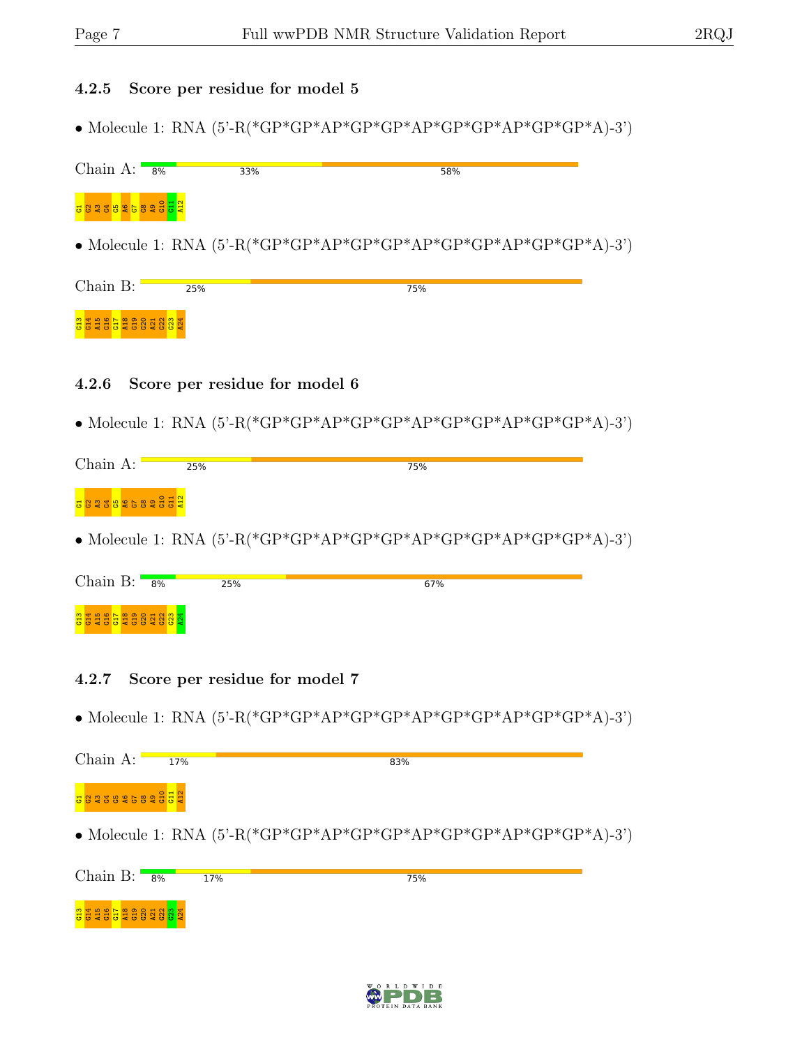### 4.2.5 Score per residue for model 5

- Molecule 1: RNA (5'-R(*GP*GP*AP*GP*GP*AP*GP*GP*AP*GP*GP*A)-3')

Chain A: 8% 33% 58%

G1 G2 A3 G4 G5 A6 G7 G8 A9 G10 G11 A12

- Molecule 1: RNA (5'-R(*GP*GP*AP*GP*GP*AP*GP*GP*AP*GP*GP*A)-3')

Chain B: 25% 75%

G13 G14 A15 G16 G17 A18 G19 G20 A21 G22 G23 A24

### 4.2.6 Score per residue for model 6

- Molecule 1: RNA (5'-R(*GP*GP*AP*GP*GP*AP*GP*GP*AP*GP*GP*A)-3')

Chain A: 25% 75%

G1 G2 A3 G4 G5 A6 G7 G8 A9 G10 G11 A12

- Molecule 1: RNA (5'-R(*GP*GP*AP*GP*GP*AP*GP*GP*AP*GP*GP*A)-3')

Chain B: 8% 25% 67%

G13 G14 A15 G16 G17 A18 G19 G20 A21 G22 G23 A24

### 4.2.7 Score per residue for model 7

- Molecule 1: RNA (5'-R(*GP*GP*AP*GP*GP*AP*GP*GP*AP*GP*GP*A)-3')

Chain A: 17% 83%

G1 G2 A3 G4 G5 A6 G7 G8 A9 G10 G11 A12

- Molecule 1: RNA (5'-R(*GP*GP*AP*GP*GP*AP*GP*GP*AP*GP*GP*A)-3')

Chain B: 8% 17% 75%

G13 G14 A15 G16 G17 A18 G19 G20 A21 G22 G23 A24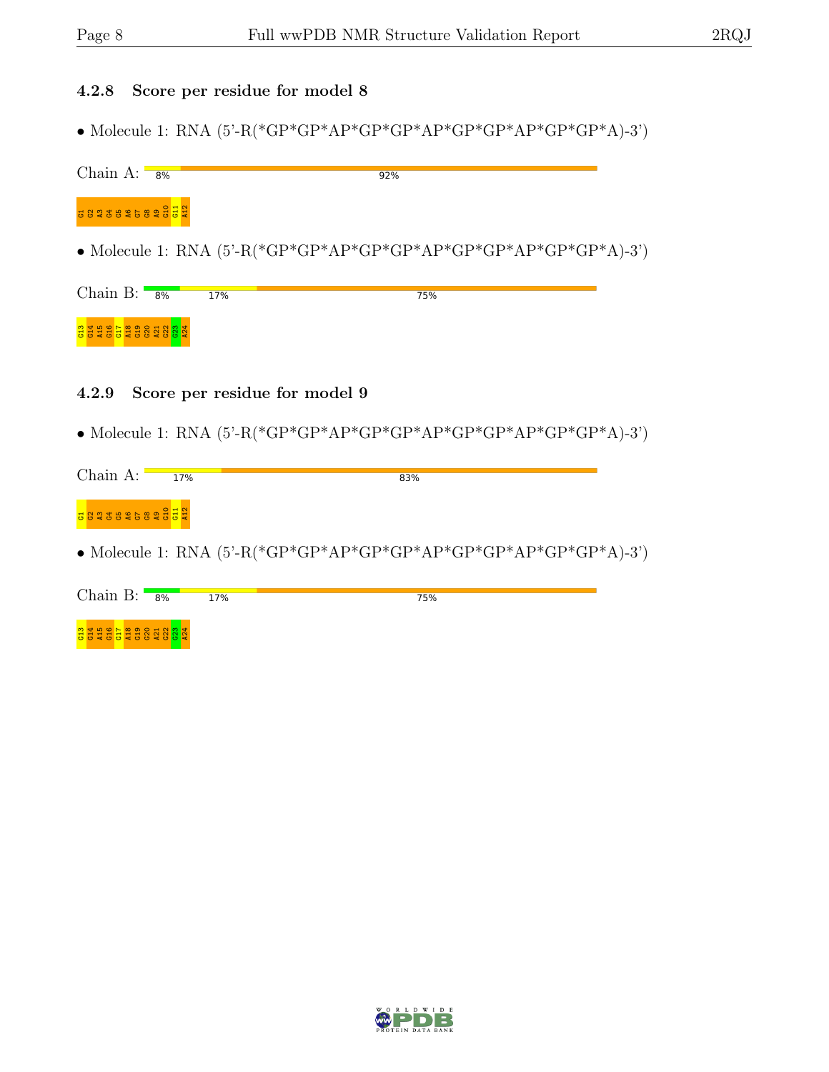### 4.2.8 Score per residue for model 8

- Molecule 1: RNA (5'-R(*GP*GP*AP*GP*GP*AP*GP*GP*AP*GP*GP*A)-3')

Chain A: 8% 92%

G1 G2 A3 G4 G5 A6 G7 G8 A9 G10 G11 A12

- Molecule 1: RNA (5'-R(*GP*GP*AP*GP*GP*AP*GP*GP*AP*GP*GP*A)-3')

Chain B: 8% 17% 75%

G13 G14 A15 G16 G17 A18 G19 G20 A21 G22 G23 A24

### 4.2.9 Score per residue for model 9

- Molecule 1: RNA (5'-R(*GP*GP*AP*GP*GP*AP*GP*GP*AP*GP*GP*A)-3')

Chain A: 17% 83%

G1 G2 A3 G4 G5 A6 G7 G8 A9 G10 G11 A12

- Molecule 1: RNA (5'-R(*GP*GP*AP*GP*GP*AP*GP*GP*AP*GP*GP*A)-3')

Chain B: 8% 17% 75%

G13 G14 A15 G16 G17 A18 G19 G20 A21 G22 G23 A24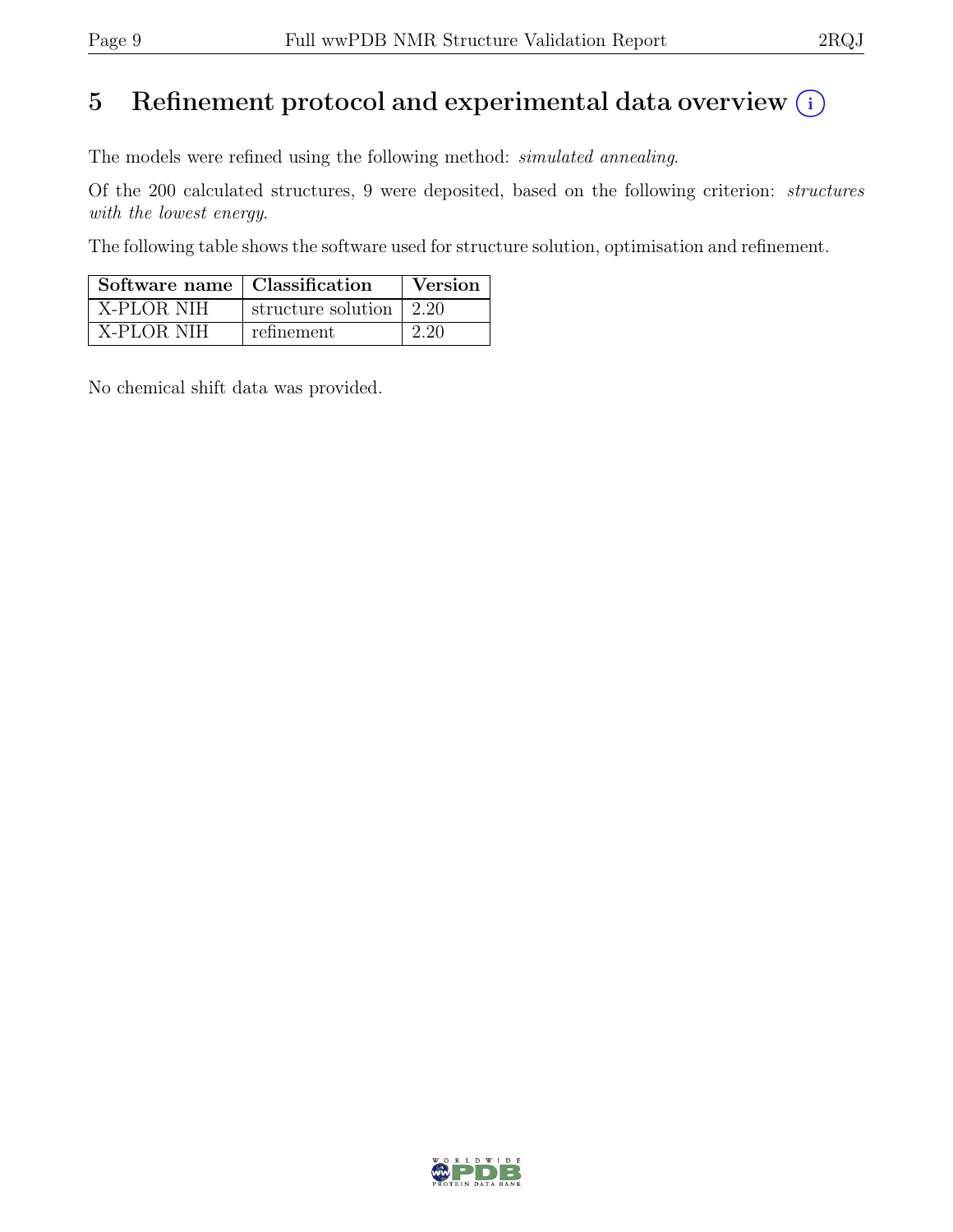# 5 Refinement protocol and experimental data overview

The models were refined using the following method: *simulated annealing*.

Of the 200 calculated structures, 9 were deposited, based on the following criterion: *structures with the lowest energy*.

The following table shows the software used for structure solution, optimisation and refinement.

| Software name | Classification | Version |
|---|---|---|
| X-PLOR NIH | structure solution | 2.20 |
| X-PLOR NIH | refinement | 2.20 |

No chemical shift data was provided.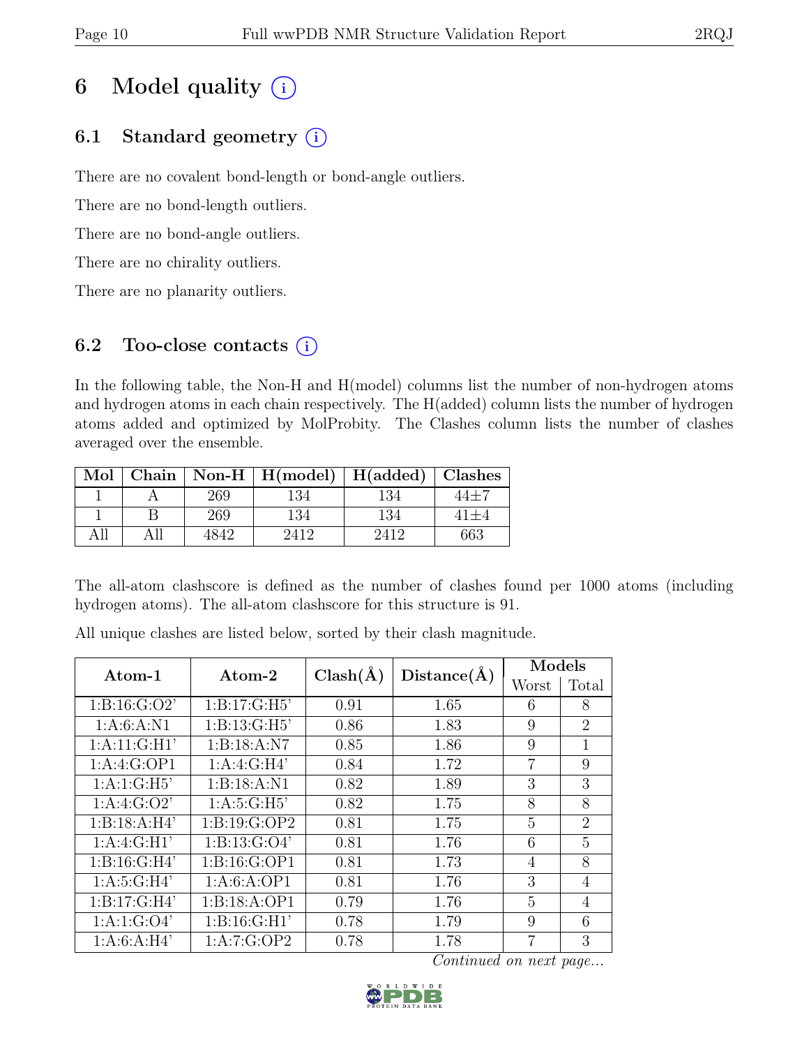# 6 Model quality

## 6.1 Standard geometry

There are no covalent bond-length or bond-angle outliers.

There are no bond-length outliers.

There are no bond-angle outliers.

There are no chirality outliers.

There are no planarity outliers.

## 6.2 Too-close contacts

In the following table, the Non-H and H(model) columns list the number of non-hydrogen atoms and hydrogen atoms in each chain respectively. The H(added) column lists the number of hydrogen atoms added and optimized by MolProbity. The Clashes column lists the number of clashes averaged over the ensemble.

| Mol | Chain | Non-H | H(model) | H(added) | Clashes |
|---|---|---|---|---|---|
| 1 | A | 269 | 134 | 134 | 44±7 |
| 1 | B | 269 | 134 | 134 | 41±4 |
| All | All | 4842 | 2412 | 2412 | 663 |

The all-atom clashscore is defined as the number of clashes found per 1000 atoms (including hydrogen atoms). The all-atom clashscore for this structure is 91.

All unique clashes are listed below, sorted by their clash magnitude.

| Atom-1 | Atom-2 | Clash(Å) | Distance(Å) | Models | |
|---|---|---|---|---|---|
| | | | | Worst | Total |
| 1:B:16:G:O2' | 1:B:17:G:H5' | 0.91 | 1.65 | 6 | 8 |
| 1:A:6:A:N1 | 1:B:13:G:H5' | 0.86 | 1.83 | 9 | 2 |
| 1:A:11:G:H1' | 1:B:18:A:N7 | 0.85 | 1.86 | 9 | 1 |
| 1:A:4:G:OP1 | 1:A:4:G:H4' | 0.84 | 1.72 | 7 | 9 |
| 1:A:1:G:H5' | 1:B:18:A:N1 | 0.82 | 1.89 | 3 | 3 |
| 1:A:4:G:O2' | 1:A:5:G:H5' | 0.82 | 1.75 | 8 | 8 |
| 1:B:18:A:H4' | 1:B:19:G:OP2 | 0.81 | 1.75 | 5 | 2 |
| 1:A:4:G:H1' | 1:B:13:G:O4' | 0.81 | 1.76 | 6 | 5 |
| 1:B:16:G:H4' | 1:B:16:G:OP1 | 0.81 | 1.73 | 4 | 8 |
| 1:A:5:G:H4' | 1:A:6:A:OP1 | 0.81 | 1.76 | 3 | 4 |
| 1:B:17:G:H4' | 1:B:18:A:OP1 | 0.79 | 1.76 | 5 | 4 |
| 1:A:1:G:O4' | 1:B:16:G:H1' | 0.78 | 1.79 | 9 | 6 |
| 1:A:6:A:H4' | 1:A:7:G:OP2 | 0.78 | 1.78 | 7 | 3 |

*Continued on next page...*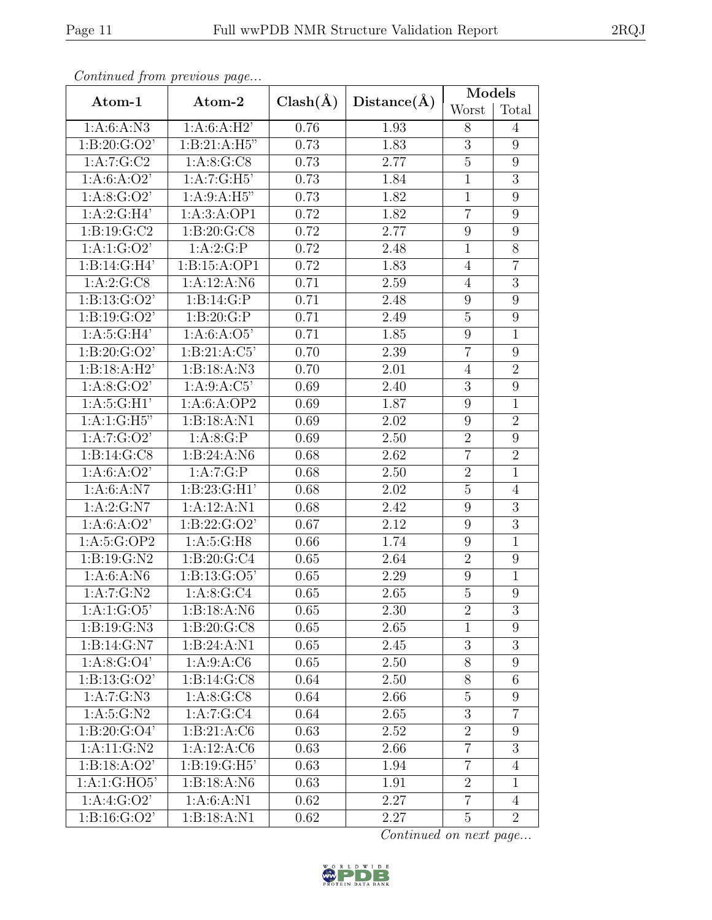*Continued from previous page...*

| Atom-1 | Atom-2 | Clash(Å) | Distance(Å) | Models | |
|---|---|---|---|---|---|
| | | | | Worst | Total |
| 1:A:6:A:N3 | 1:A:6:A:H2' | 0.76 | 1.93 | 8 | 4 |
| 1:B:20:G:O2' | 1:B:21:A:H5" | 0.73 | 1.83 | 3 | 9 |
| 1:A:7:G:C2 | 1:A:8:G:C8 | 0.73 | 2.77 | 5 | 9 |
| 1:A:6:A:O2' | 1:A:7:G:H5' | 0.73 | 1.84 | 1 | 3 |
| 1:A:8:G:O2' | 1:A:9:A:H5" | 0.73 | 1.82 | 1 | 9 |
| 1:A:2:G:H4' | 1:A:3:A:OP1 | 0.72 | 1.82 | 7 | 9 |
| 1:B:19:G:C2 | 1:B:20:G:C8 | 0.72 | 2.77 | 9 | 9 |
| 1:A:1:G:O2' | 1:A:2:G:P | 0.72 | 2.48 | 1 | 8 |
| 1:B:14:G:H4' | 1:B:15:A:OP1 | 0.72 | 1.83 | 4 | 7 |
| 1:A:2:G:C8 | 1:A:12:A:N6 | 0.71 | 2.59 | 4 | 3 |
| 1:B:13:G:O2' | 1:B:14:G:P | 0.71 | 2.48 | 9 | 9 |
| 1:B:19:G:O2' | 1:B:20:G:P | 0.71 | 2.49 | 5 | 9 |
| 1:A:5:G:H4' | 1:A:6:A:O5' | 0.71 | 1.85 | 9 | 1 |
| 1:B:20:G:O2' | 1:B:21:A:C5' | 0.70 | 2.39 | 7 | 9 |
| 1:B:18:A:H2' | 1:B:18:A:N3 | 0.70 | 2.01 | 4 | 2 |
| 1:A:8:G:O2' | 1:A:9:A:C5' | 0.69 | 2.40 | 3 | 9 |
| 1:A:5:G:H1' | 1:A:6:A:OP2 | 0.69 | 1.87 | 9 | 1 |
| 1:A:1:G:H5" | 1:B:18:A:N1 | 0.69 | 2.02 | 9 | 2 |
| 1:A:7:G:O2' | 1:A:8:G:P | 0.69 | 2.50 | 2 | 9 |
| 1:B:14:G:C8 | 1:B:24:A:N6 | 0.68 | 2.62 | 7 | 2 |
| 1:A:6:A:O2' | 1:A:7:G:P | 0.68 | 2.50 | 2 | 1 |
| 1:A:6:A:N7 | 1:B:23:G:H1' | 0.68 | 2.02 | 5 | 4 |
| 1:A:2:G:N7 | 1:A:12:A:N1 | 0.68 | 2.42 | 9 | 3 |
| 1:A:6:A:O2' | 1:B:22:G:O2' | 0.67 | 2.12 | 9 | 3 |
| 1:A:5:G:OP2 | 1:A:5:G:H8 | 0.66 | 1.74 | 9 | 1 |
| 1:B:19:G:N2 | 1:B:20:G:C4 | 0.65 | 2.64 | 2 | 9 |
| 1:A:6:A:N6 | 1:B:13:G:O5' | 0.65 | 2.29 | 9 | 1 |
| 1:A:7:G:N2 | 1:A:8:G:C4 | 0.65 | 2.65 | 5 | 9 |
| 1:A:1:G:O5' | 1:B:18:A:N6 | 0.65 | 2.30 | 2 | 3 |
| 1:B:19:G:N3 | 1:B:20:G:C8 | 0.65 | 2.65 | 1 | 9 |
| 1:B:14:G:N7 | 1:B:24:A:N1 | 0.65 | 2.45 | 3 | 3 |
| 1:A:8:G:O4' | 1:A:9:A:C6 | 0.65 | 2.50 | 8 | 9 |
| 1:B:13:G:O2' | 1:B:14:G:C8 | 0.64 | 2.50 | 8 | 6 |
| 1:A:7:G:N3 | 1:A:8:G:C8 | 0.64 | 2.66 | 5 | 9 |
| 1:A:5:G:N2 | 1:A:7:G:C4 | 0.64 | 2.65 | 3 | 7 |
| 1:B:20:G:O4' | 1:B:21:A:C6 | 0.63 | 2.52 | 2 | 9 |
| 1:A:11:G:N2 | 1:A:12:A:C6 | 0.63 | 2.66 | 7 | 3 |
| 1:B:18:A:O2' | 1:B:19:G:H5' | 0.63 | 1.94 | 7 | 4 |
| 1:A:1:G:HO5' | 1:B:18:A:N6 | 0.63 | 1.91 | 2 | 1 |
| 1:A:4:G:O2' | 1:A:6:A:N1 | 0.62 | 2.27 | 7 | 4 |
| 1:B:16:G:O2' | 1:B:18:A:N1 | 0.62 | 2.27 | 5 | 2 |

*Continued on next page...*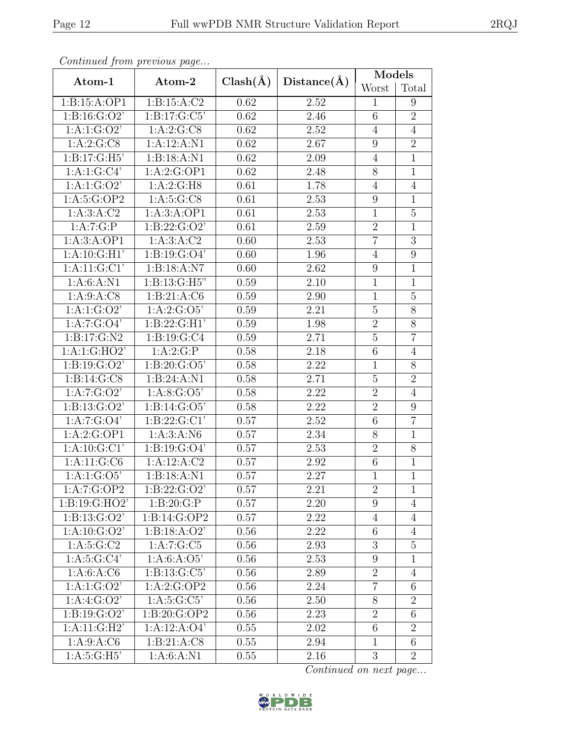*Continued from previous page...*

| Atom-1 | Atom-2 | Clash(Å) | Distance(Å) | Models | |
|---|---|---|---|---|---|
| | | | | Worst | Total |
| 1:B:15:A:OP1 | 1:B:15:A:C2 | 0.62 | 2.52 | 1 | 9 |
| 1:B:16:G:O2' | 1:B:17:G:C5' | 0.62 | 2.46 | 6 | 2 |
| 1:A:1:G:O2' | 1:A:2:G:C8 | 0.62 | 2.52 | 4 | 4 |
| 1:A:2:G:C8 | 1:A:12:A:N1 | 0.62 | 2.67 | 9 | 2 |
| 1:B:17:G:H5' | 1:B:18:A:N1 | 0.62 | 2.09 | 4 | 1 |
| 1:A:1:G:C4' | 1:A:2:G:OP1 | 0.62 | 2.48 | 8 | 1 |
| 1:A:1:G:O2' | 1:A:2:G:H8 | 0.61 | 1.78 | 4 | 4 |
| 1:A:5:G:OP2 | 1:A:5:G:C8 | 0.61 | 2.53 | 9 | 1 |
| 1:A:3:A:C2 | 1:A:3:A:OP1 | 0.61 | 2.53 | 1 | 5 |
| 1:A:7:G:P | 1:B:22:G:O2' | 0.61 | 2.59 | 2 | 1 |
| 1:A:3:A:OP1 | 1:A:3:A:C2 | 0.60 | 2.53 | 7 | 3 |
| 1:A:10:G:H1' | 1:B:19:G:O4' | 0.60 | 1.96 | 4 | 9 |
| 1:A:11:G:C1' | 1:B:18:A:N7 | 0.60 | 2.62 | 9 | 1 |
| 1:A:6:A:N1 | 1:B:13:G:H5" | 0.59 | 2.10 | 1 | 1 |
| 1:A:9:A:C8 | 1:B:21:A:C6 | 0.59 | 2.90 | 1 | 5 |
| 1:A:1:G:O2' | 1:A:2:G:O5' | 0.59 | 2.21 | 5 | 8 |
| 1:A:7:G:O4' | 1:B:22:G:H1' | 0.59 | 1.98 | 2 | 8 |
| 1:B:17:G:N2 | 1:B:19:G:C4 | 0.59 | 2.71 | 5 | 7 |
| 1:A:1:G:HO2' | 1:A:2:G:P | 0.58 | 2.18 | 6 | 4 |
| 1:B:19:G:O2' | 1:B:20:G:O5' | 0.58 | 2.22 | 1 | 8 |
| 1:B:14:G:C8 | 1:B:24:A:N1 | 0.58 | 2.71 | 5 | 2 |
| 1:A:7:G:O2' | 1:A:8:G:O5' | 0.58 | 2.22 | 2 | 4 |
| 1:B:13:G:O2' | 1:B:14:G:O5' | 0.58 | 2.22 | 2 | 9 |
| 1:A:7:G:O4' | 1:B:22:G:C1' | 0.57 | 2.52 | 6 | 7 |
| 1:A:2:G:OP1 | 1:A:3:A:N6 | 0.57 | 2.34 | 8 | 1 |
| 1:A:10:G:C1' | 1:B:19:G:O4' | 0.57 | 2.53 | 2 | 8 |
| 1:A:11:G:C6 | 1:A:12:A:C2 | 0.57 | 2.92 | 6 | 1 |
| 1:A:1:G:O5' | 1:B:18:A:N1 | 0.57 | 2.27 | 1 | 1 |
| 1:A:7:G:OP2 | 1:B:22:G:O2' | 0.57 | 2.21 | 2 | 1 |
| 1:B:19:G:HO2' | 1:B:20:G:P | 0.57 | 2.20 | 9 | 4 |
| 1:B:13:G:O2' | 1:B:14:G:OP2 | 0.57 | 2.22 | 4 | 4 |
| 1:A:10:G:O2' | 1:B:18:A:O2' | 0.56 | 2.22 | 6 | 4 |
| 1:A:5:G:C2 | 1:A:7:G:C5 | 0.56 | 2.93 | 3 | 5 |
| 1:A:5:G:C4' | 1:A:6:A:O5' | 0.56 | 2.53 | 9 | 1 |
| 1:A:6:A:C6 | 1:B:13:G:C5' | 0.56 | 2.89 | 2 | 4 |
| 1:A:1:G:O2' | 1:A:2:G:OP2 | 0.56 | 2.24 | 7 | 6 |
| 1:A:4:G:O2' | 1:A:5:G:C5' | 0.56 | 2.50 | 8 | 2 |
| 1:B:19:G:O2' | 1:B:20:G:OP2 | 0.56 | 2.23 | 2 | 6 |
| 1:A:11:G:H2' | 1:A:12:A:O4' | 0.55 | 2.02 | 6 | 2 |
| 1:A:9:A:C6 | 1:B:21:A:C8 | 0.55 | 2.94 | 1 | 6 |
| 1:A:5:G:H5' | 1:A:6:A:N1 | 0.55 | 2.16 | 3 | 2 |

*Continued on next page...*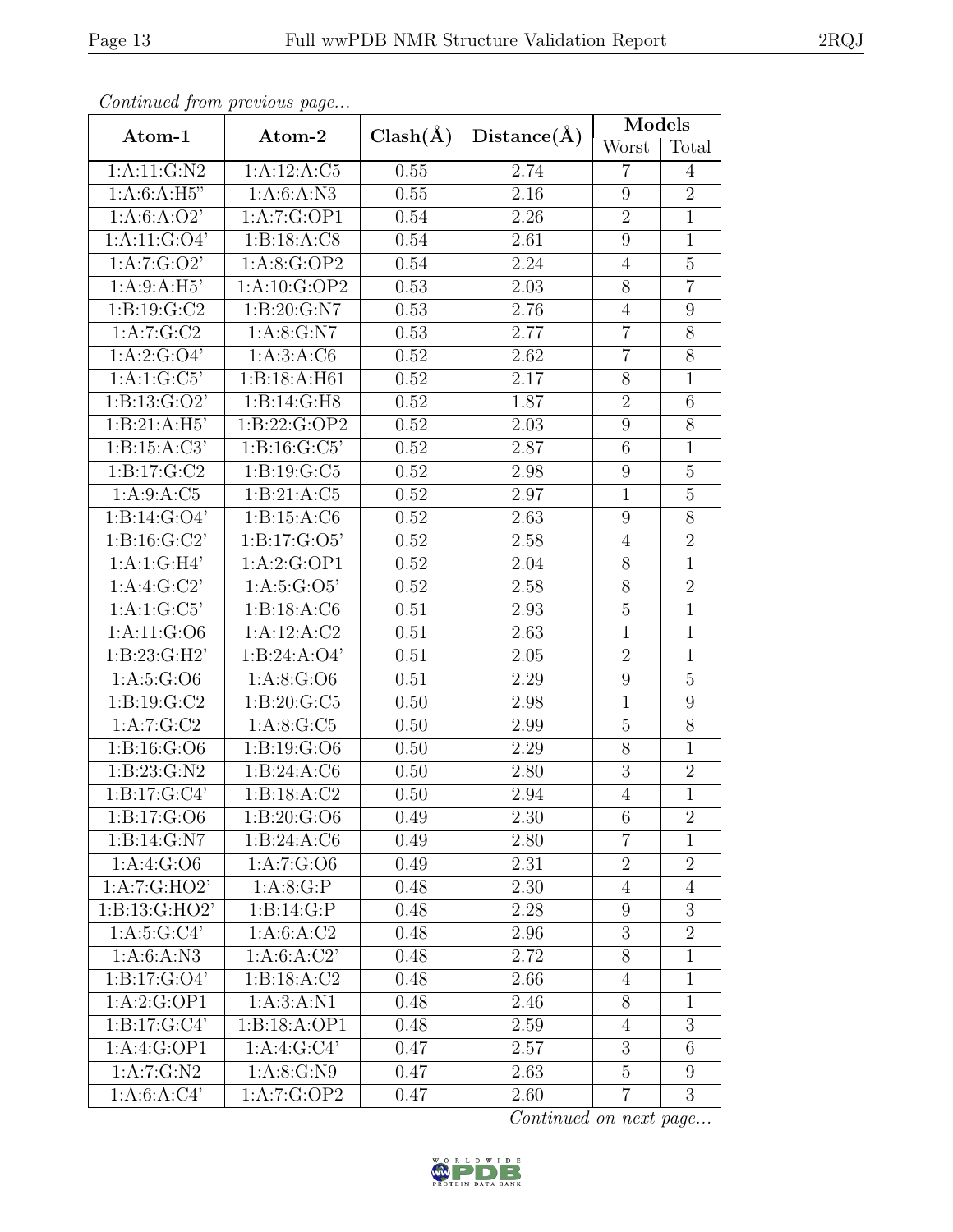*Continued from previous page...*

| Atom-1 | Atom-2 | Clash(Å) | Distance(Å) | Models | |
|---|---|---|---|---|---|
| | | | | Worst | Total |
| 1:A:11:G:N2 | 1:A:12:A:C5 | 0.55 | 2.74 | 7 | 4 |
| 1:A:6:A:H5" | 1:A:6:A:N3 | 0.55 | 2.16 | 9 | 2 |
| 1:A:6:A:O2' | 1:A:7:G:OP1 | 0.54 | 2.26 | 2 | 1 |
| 1:A:11:G:O4' | 1:B:18:A:C8 | 0.54 | 2.61 | 9 | 1 |
| 1:A:7:G:O2' | 1:A:8:G:OP2 | 0.54 | 2.24 | 4 | 5 |
| 1:A:9:A:H5' | 1:A:10:G:OP2 | 0.53 | 2.03 | 8 | 7 |
| 1:B:19:G:C2 | 1:B:20:G:N7 | 0.53 | 2.76 | 4 | 9 |
| 1:A:7:G:C2 | 1:A:8:G:N7 | 0.53 | 2.77 | 7 | 8 |
| 1:A:2:G:O4' | 1:A:3:A:C6 | 0.52 | 2.62 | 7 | 8 |
| 1:A:1:G:C5' | 1:B:18:A:H61 | 0.52 | 2.17 | 8 | 1 |
| 1:B:13:G:O2' | 1:B:14:G:H8 | 0.52 | 1.87 | 2 | 6 |
| 1:B:21:A:H5' | 1:B:22:G:OP2 | 0.52 | 2.03 | 9 | 8 |
| 1:B:15:A:C3' | 1:B:16:G:C5' | 0.52 | 2.87 | 6 | 1 |
| 1:B:17:G:C2 | 1:B:19:G:C5 | 0.52 | 2.98 | 9 | 5 |
| 1:A:9:A:C5 | 1:B:21:A:C5 | 0.52 | 2.97 | 1 | 5 |
| 1:B:14:G:O4' | 1:B:15:A:C6 | 0.52 | 2.63 | 9 | 8 |
| 1:B:16:G:C2' | 1:B:17:G:O5' | 0.52 | 2.58 | 4 | 2 |
| 1:A:1:G:H4' | 1:A:2:G:OP1 | 0.52 | 2.04 | 8 | 1 |
| 1:A:4:G:C2' | 1:A:5:G:O5' | 0.52 | 2.58 | 8 | 2 |
| 1:A:1:G:C5' | 1:B:18:A:C6 | 0.51 | 2.93 | 5 | 1 |
| 1:A:11:G:O6 | 1:A:12:A:C2 | 0.51 | 2.63 | 1 | 1 |
| 1:B:23:G:H2' | 1:B:24:A:O4' | 0.51 | 2.05 | 2 | 1 |
| 1:A:5:G:O6 | 1:A:8:G:O6 | 0.51 | 2.29 | 9 | 5 |
| 1:B:19:G:C2 | 1:B:20:G:C5 | 0.50 | 2.98 | 1 | 9 |
| 1:A:7:G:C2 | 1:A:8:G:C5 | 0.50 | 2.99 | 5 | 8 |
| 1:B:16:G:O6 | 1:B:19:G:O6 | 0.50 | 2.29 | 8 | 1 |
| 1:B:23:G:N2 | 1:B:24:A:C6 | 0.50 | 2.80 | 3 | 2 |
| 1:B:17:G:C4' | 1:B:18:A:C2 | 0.50 | 2.94 | 4 | 1 |
| 1:B:17:G:O6 | 1:B:20:G:O6 | 0.49 | 2.30 | 6 | 2 |
| 1:B:14:G:N7 | 1:B:24:A:C6 | 0.49 | 2.80 | 7 | 1 |
| 1:A:4:G:O6 | 1:A:7:G:O6 | 0.49 | 2.31 | 2 | 2 |
| 1:A:7:G:HO2' | 1:A:8:G:P | 0.48 | 2.30 | 4 | 4 |
| 1:B:13:G:HO2' | 1:B:14:G:P | 0.48 | 2.28 | 9 | 3 |
| 1:A:5:G:C4' | 1:A:6:A:C2 | 0.48 | 2.96 | 3 | 2 |
| 1:A:6:A:N3 | 1:A:6:A:C2' | 0.48 | 2.72 | 8 | 1 |
| 1:B:17:G:O4' | 1:B:18:A:C2 | 0.48 | 2.66 | 4 | 1 |
| 1:A:2:G:OP1 | 1:A:3:A:N1 | 0.48 | 2.46 | 8 | 1 |
| 1:B:17:G:C4' | 1:B:18:A:OP1 | 0.48 | 2.59 | 4 | 3 |
| 1:A:4:G:OP1 | 1:A:4:G:C4' | 0.47 | 2.57 | 3 | 6 |
| 1:A:7:G:N2 | 1:A:8:G:N9 | 0.47 | 2.63 | 5 | 9 |
| 1:A:6:A:C4' | 1:A:7:G:OP2 | 0.47 | 2.60 | 7 | 3 |

*Continued on next page...*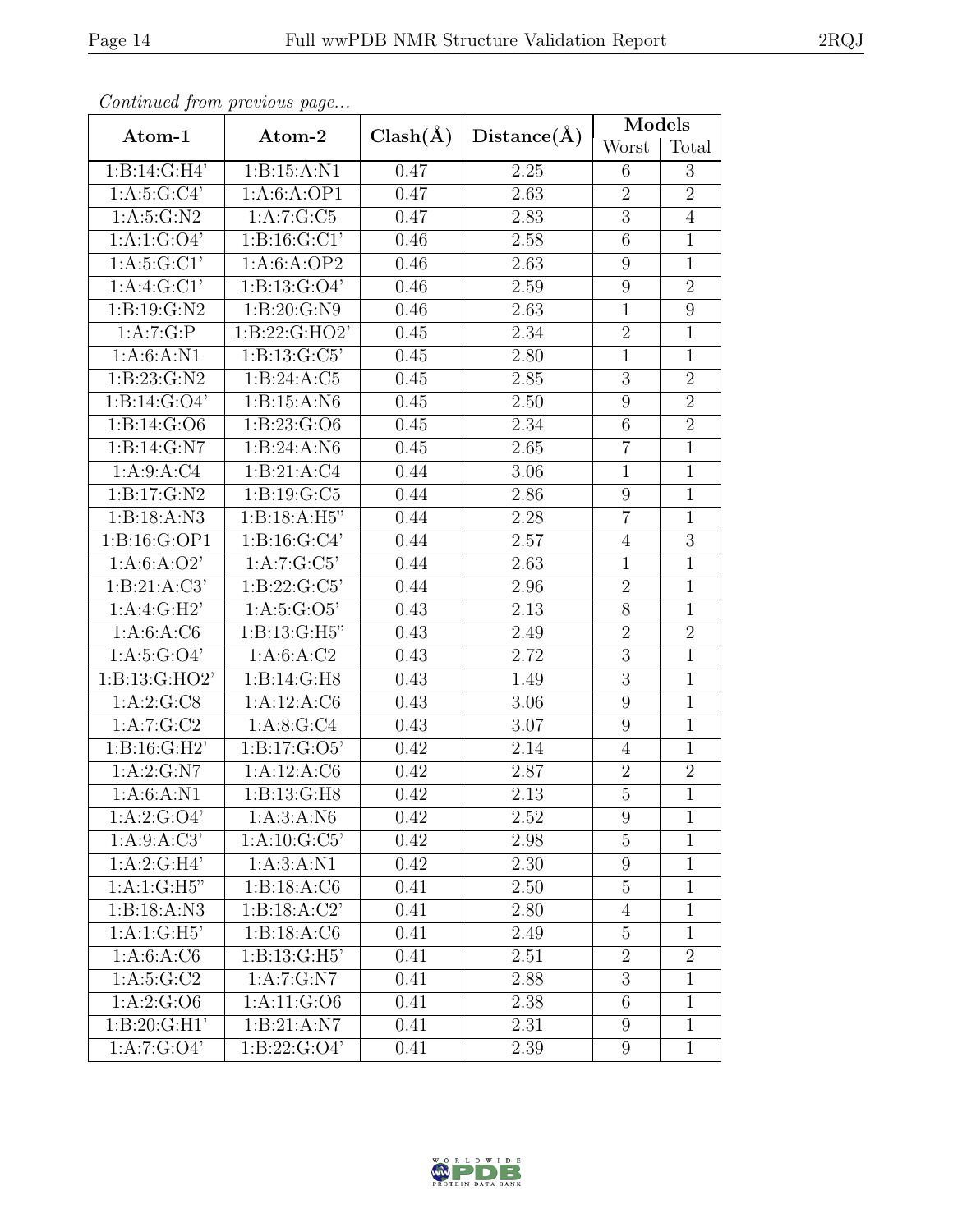*Continued from previous page...*

| Atom-1 | Atom-2 | Clash(Å) | Distance(Å) | Models | |
|---|---|---|---|---|---|
| | | | | Worst | Total |
| 1:B:14:G:H4' | 1:B:15:A:N1 | 0.47 | 2.25 | 6 | 3 |
| 1:A:5:G:C4' | 1:A:6:A:OP1 | 0.47 | 2.63 | 2 | 2 |
| 1:A:5:G:N2 | 1:A:7:G:C5 | 0.47 | 2.83 | 3 | 4 |
| 1:A:1:G:O4' | 1:B:16:G:C1' | 0.46 | 2.58 | 6 | 1 |
| 1:A:5:G:C1' | 1:A:6:A:OP2 | 0.46 | 2.63 | 9 | 1 |
| 1:A:4:G:C1' | 1:B:13:G:O4' | 0.46 | 2.59 | 9 | 2 |
| 1:B:19:G:N2 | 1:B:20:G:N9 | 0.46 | 2.63 | 1 | 9 |
| 1:A:7:G:P | 1:B:22:G:HO2' | 0.45 | 2.34 | 2 | 1 |
| 1:A:6:A:N1 | 1:B:13:G:C5' | 0.45 | 2.80 | 1 | 1 |
| 1:B:23:G:N2 | 1:B:24:A:C5 | 0.45 | 2.85 | 3 | 2 |
| 1:B:14:G:O4' | 1:B:15:A:N6 | 0.45 | 2.50 | 9 | 2 |
| 1:B:14:G:O6 | 1:B:23:G:O6 | 0.45 | 2.34 | 6 | 2 |
| 1:B:14:G:N7 | 1:B:24:A:N6 | 0.45 | 2.65 | 7 | 1 |
| 1:A:9:A:C4 | 1:B:21:A:C4 | 0.44 | 3.06 | 1 | 1 |
| 1:B:17:G:N2 | 1:B:19:G:C5 | 0.44 | 2.86 | 9 | 1 |
| 1:B:18:A:N3 | 1:B:18:A:H5" | 0.44 | 2.28 | 7 | 1 |
| 1:B:16:G:OP1 | 1:B:16:G:C4' | 0.44 | 2.57 | 4 | 3 |
| 1:A:6:A:O2' | 1:A:7:G:C5' | 0.44 | 2.63 | 1 | 1 |
| 1:B:21:A:C3' | 1:B:22:G:C5' | 0.44 | 2.96 | 2 | 1 |
| 1:A:4:G:H2' | 1:A:5:G:O5' | 0.43 | 2.13 | 8 | 1 |
| 1:A:6:A:C6 | 1:B:13:G:H5" | 0.43 | 2.49 | 2 | 2 |
| 1:A:5:G:O4' | 1:A:6:A:C2 | 0.43 | 2.72 | 3 | 1 |
| 1:B:13:G:HO2' | 1:B:14:G:H8 | 0.43 | 1.49 | 3 | 1 |
| 1:A:2:G:C8 | 1:A:12:A:C6 | 0.43 | 3.06 | 9 | 1 |
| 1:A:7:G:C2 | 1:A:8:G:C4 | 0.43 | 3.07 | 9 | 1 |
| 1:B:16:G:H2' | 1:B:17:G:O5' | 0.42 | 2.14 | 4 | 1 |
| 1:A:2:G:N7 | 1:A:12:A:C6 | 0.42 | 2.87 | 2 | 2 |
| 1:A:6:A:N1 | 1:B:13:G:H8 | 0.42 | 2.13 | 5 | 1 |
| 1:A:2:G:O4' | 1:A:3:A:N6 | 0.42 | 2.52 | 9 | 1 |
| 1:A:9:A:C3' | 1:A:10:G:C5' | 0.42 | 2.98 | 5 | 1 |
| 1:A:2:G:H4' | 1:A:3:A:N1 | 0.42 | 2.30 | 9 | 1 |
| 1:A:1:G:H5" | 1:B:18:A:C6 | 0.41 | 2.50 | 5 | 1 |
| 1:B:18:A:N3 | 1:B:18:A:C2' | 0.41 | 2.80 | 4 | 1 |
| 1:A:1:G:H5' | 1:B:18:A:C6 | 0.41 | 2.49 | 5 | 1 |
| 1:A:6:A:C6 | 1:B:13:G:H5' | 0.41 | 2.51 | 2 | 2 |
| 1:A:5:G:C2 | 1:A:7:G:N7 | 0.41 | 2.88 | 3 | 1 |
| 1:A:2:G:O6 | 1:A:11:G:O6 | 0.41 | 2.38 | 6 | 1 |
| 1:B:20:G:H1' | 1:B:21:A:N7 | 0.41 | 2.31 | 9 | 1 |
| 1:A:7:G:O4' | 1:B:22:G:O4' | 0.41 | 2.39 | 9 | 1 |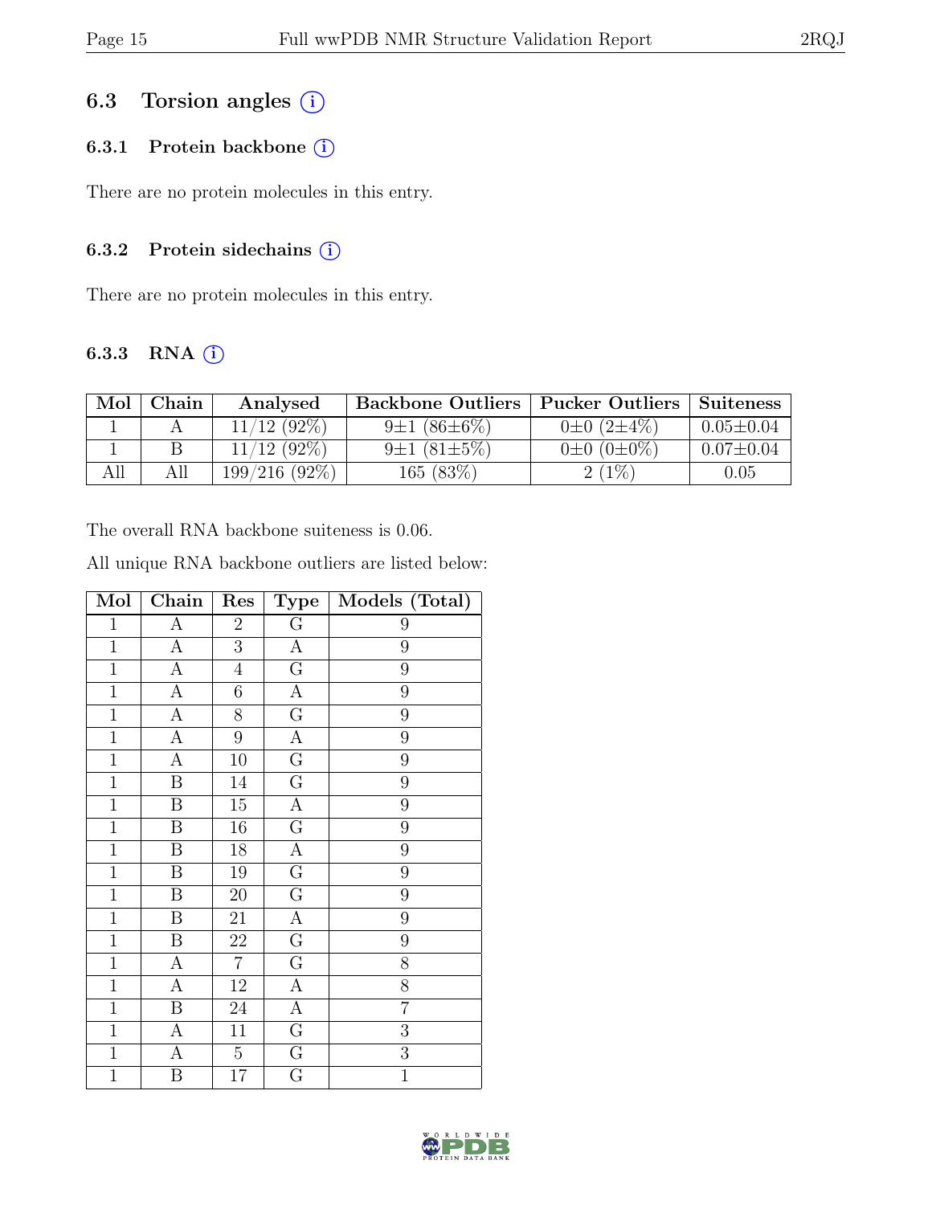## 6.3 Torsion angles (i)

### 6.3.1 Protein backbone (i)

There are no protein molecules in this entry.

### 6.3.2 Protein sidechains (i)

There are no protein molecules in this entry.

### 6.3.3 RNA (i)

| Mol | Chain | Analysed | Backbone Outliers | Pucker Outliers | Suiteness |
|---|---|---|---|---|---|
| 1 | A | 11/12 (92%) | 9±1 (86±6%) | 0±0 (2±4%) | 0.05±0.04 |
| 1 | B | 11/12 (92%) | 9±1 (81±5%) | 0±0 (0±0%) | 0.07±0.04 |
| All | All | 199/216 (92%) | 165 (83%) | 2 (1%) | 0.05 |

The overall RNA backbone suiteness is 0.06.

All unique RNA backbone outliers are listed below:

| Mol | Chain | Res | Type | Models (Total) |
|---|---|---|---|---|
| 1 | A | 2 | G | 9 |
| 1 | A | 3 | A | 9 |
| 1 | A | 4 | G | 9 |
| 1 | A | 6 | A | 9 |
| 1 | A | 8 | G | 9 |
| 1 | A | 9 | A | 9 |
| 1 | A | 10 | G | 9 |
| 1 | B | 14 | G | 9 |
| 1 | B | 15 | A | 9 |
| 1 | B | 16 | G | 9 |
| 1 | B | 18 | A | 9 |
| 1 | B | 19 | G | 9 |
| 1 | B | 20 | G | 9 |
| 1 | B | 21 | A | 9 |
| 1 | B | 22 | G | 9 |
| 1 | A | 7 | G | 8 |
| 1 | A | 12 | A | 8 |
| 1 | B | 24 | A | 7 |
| 1 | A | 11 | G | 3 |
| 1 | A | 5 | G | 3 |
| 1 | B | 17 | G | 1 |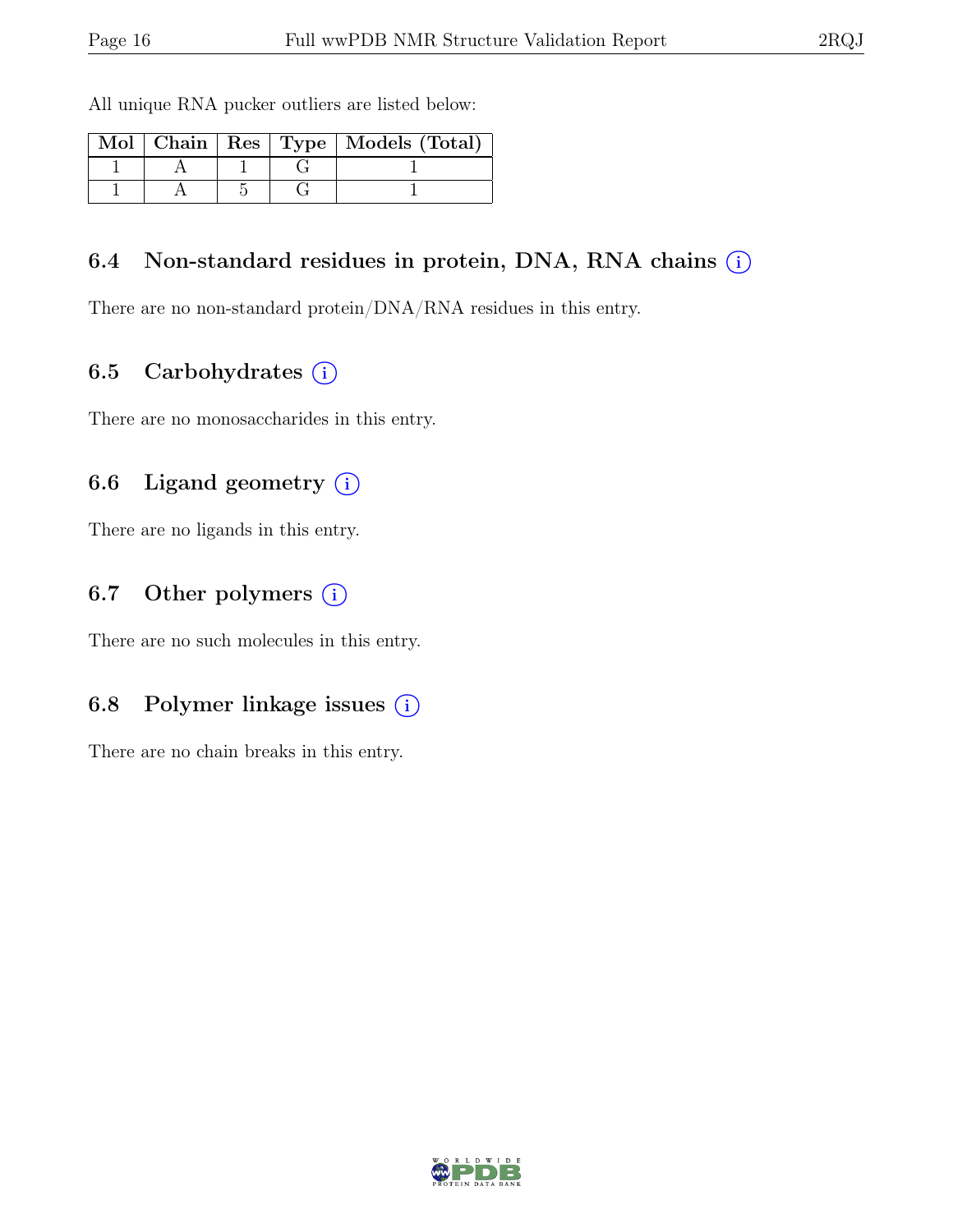All unique RNA pucker outliers are listed below:

| Mol | Chain | Res | Type | Models (Total) |
|---|---|---|---|---|
| 1 | A | 1 | G | 1 |
| 1 | A | 5 | G | 1 |

### 6.4 Non-standard residues in protein, DNA, RNA chains (i)

There are no non-standard protein/DNA/RNA residues in this entry.

### 6.5 Carbohydrates (i)

There are no monosaccharides in this entry.

### 6.6 Ligand geometry (i)

There are no ligands in this entry.

### 6.7 Other polymers (i)

There are no such molecules in this entry.

### 6.8 Polymer linkage issues (i)

There are no chain breaks in this entry.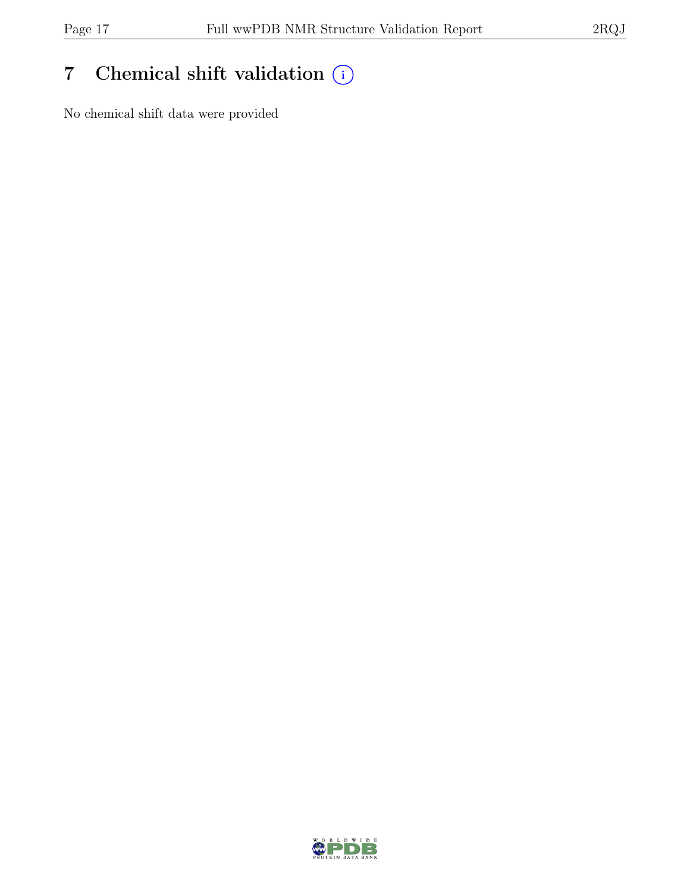# 7 Chemical shift validation (i)

No chemical shift data were provided